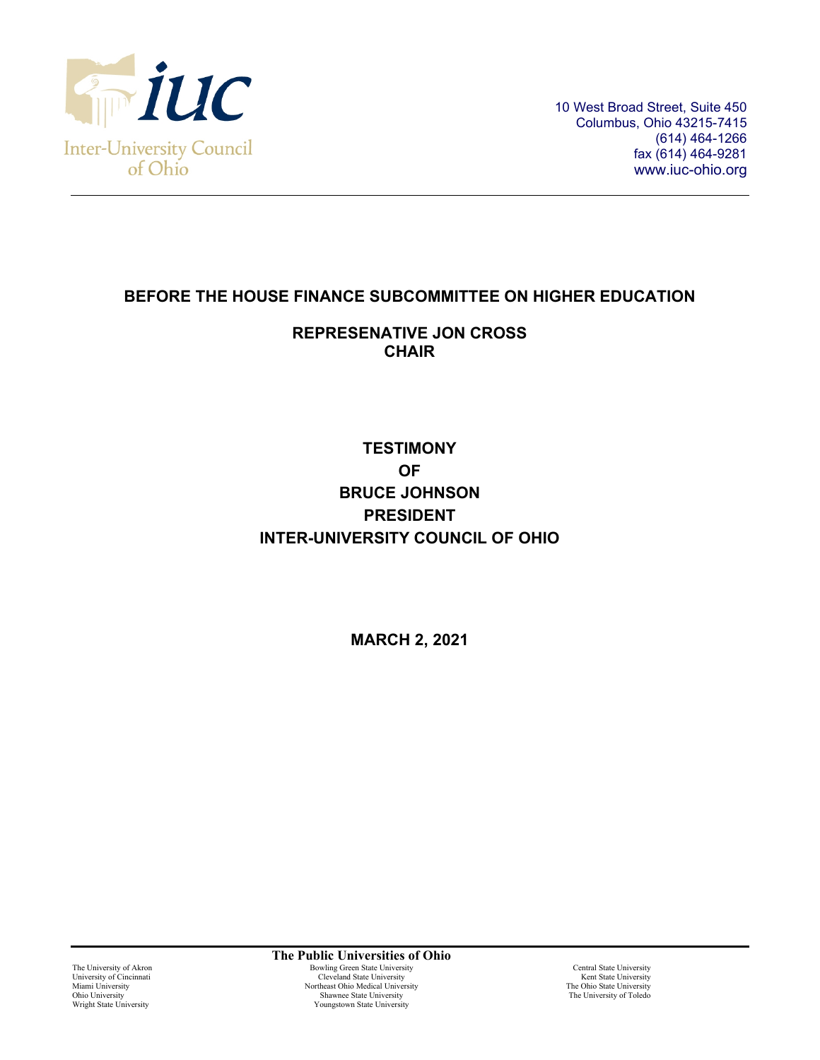Inter-University Council of Ohio

10 West Broad Street, Suite 450
Columbus, Ohio 43215-7415
(614) 464-1266
fax (614) 464-9281
www.iuc-ohio.org

**BEFORE THE HOUSE FINANCE SUBCOMMITTEE ON HIGHER EDUCATION**

**REPRESENATIVE JON CROSS**
**CHAIR**

**TESTIMONY**
**OF**
**BRUCE JOHNSON**
**PRESIDENT**
**INTER-UNIVERSITY COUNCIL OF OHIO**

**MARCH 2, 2021**

**The Public Universities of Ohio**

The University of Akron
University of Cincinnati
Miami University
Ohio University
Wright State University
Bowling Green State University
Cleveland State University
Northeast Ohio Medical University
Shawnee State University
Youngstown State University
Central State University
Kent State University
The Ohio State University
The University of Toledo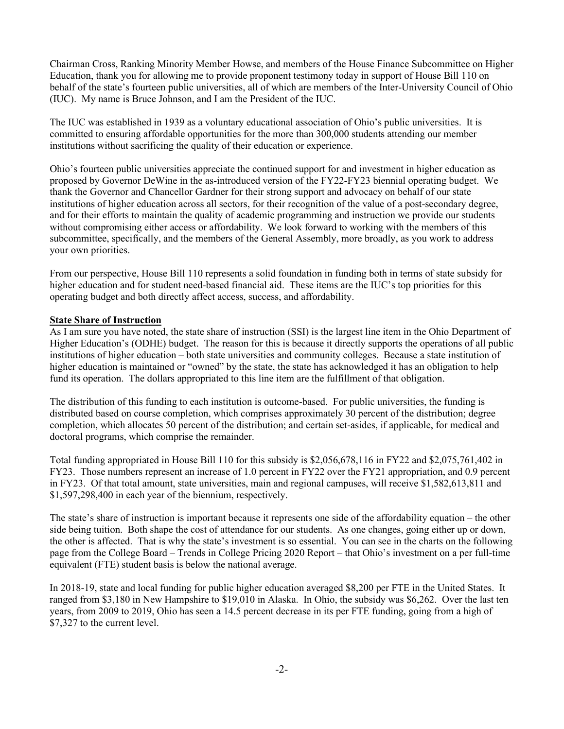Chairman Cross, Ranking Minority Member Howse, and members of the House Finance Subcommittee on Higher Education, thank you for allowing me to provide proponent testimony today in support of House Bill 110 on behalf of the state's fourteen public universities, all of which are members of the Inter-University Council of Ohio (IUC). My name is Bruce Johnson, and I am the President of the IUC.

The IUC was established in 1939 as a voluntary educational association of Ohio's public universities. It is committed to ensuring affordable opportunities for the more than 300,000 students attending our member institutions without sacrificing the quality of their education or experience.

Ohio's fourteen public universities appreciate the continued support for and investment in higher education as proposed by Governor DeWine in the as-introduced version of the FY22-FY23 biennial operating budget. We thank the Governor and Chancellor Gardner for their strong support and advocacy on behalf of our state institutions of higher education across all sectors, for their recognition of the value of a post-secondary degree, and for their efforts to maintain the quality of academic programming and instruction we provide our students without compromising either access or affordability. We look forward to working with the members of this subcommittee, specifically, and the members of the General Assembly, more broadly, as you work to address your own priorities.

From our perspective, House Bill 110 represents a solid foundation in funding both in terms of state subsidy for higher education and for student need-based financial aid. These items are the IUC's top priorities for this operating budget and both directly affect access, success, and affordability.

**State Share of Instruction**

As I am sure you have noted, the state share of instruction (SSI) is the largest line item in the Ohio Department of Higher Education's (ODHE) budget. The reason for this is because it directly supports the operations of all public institutions of higher education – both state universities and community colleges. Because a state institution of higher education is maintained or "owned" by the state, the state has acknowledged it has an obligation to help fund its operation. The dollars appropriated to this line item are the fulfillment of that obligation.

The distribution of this funding to each institution is outcome-based. For public universities, the funding is distributed based on course completion, which comprises approximately 30 percent of the distribution; degree completion, which allocates 50 percent of the distribution; and certain set-asides, if applicable, for medical and doctoral programs, which comprise the remainder.

Total funding appropriated in House Bill 110 for this subsidy is $2,056,678,116 in FY22 and $2,075,761,402 in FY23. Those numbers represent an increase of 1.0 percent in FY22 over the FY21 appropriation, and 0.9 percent in FY23. Of that total amount, state universities, main and regional campuses, will receive $1,582,613,811 and $1,597,298,400 in each year of the biennium, respectively.

The state's share of instruction is important because it represents one side of the affordability equation – the other side being tuition. Both shape the cost of attendance for our students. As one changes, going either up or down, the other is affected. That is why the state's investment is so essential. You can see in the charts on the following page from the College Board – Trends in College Pricing 2020 Report – that Ohio's investment on a per full-time equivalent (FTE) student basis is below the national average.

In 2018-19, state and local funding for public higher education averaged $8,200 per FTE in the United States. It ranged from $3,180 in New Hampshire to $19,010 in Alaska. In Ohio, the subsidy was $6,262. Over the last ten years, from 2009 to 2019, Ohio has seen a 14.5 percent decrease in its per FTE funding, going from a high of $7,327 to the current level.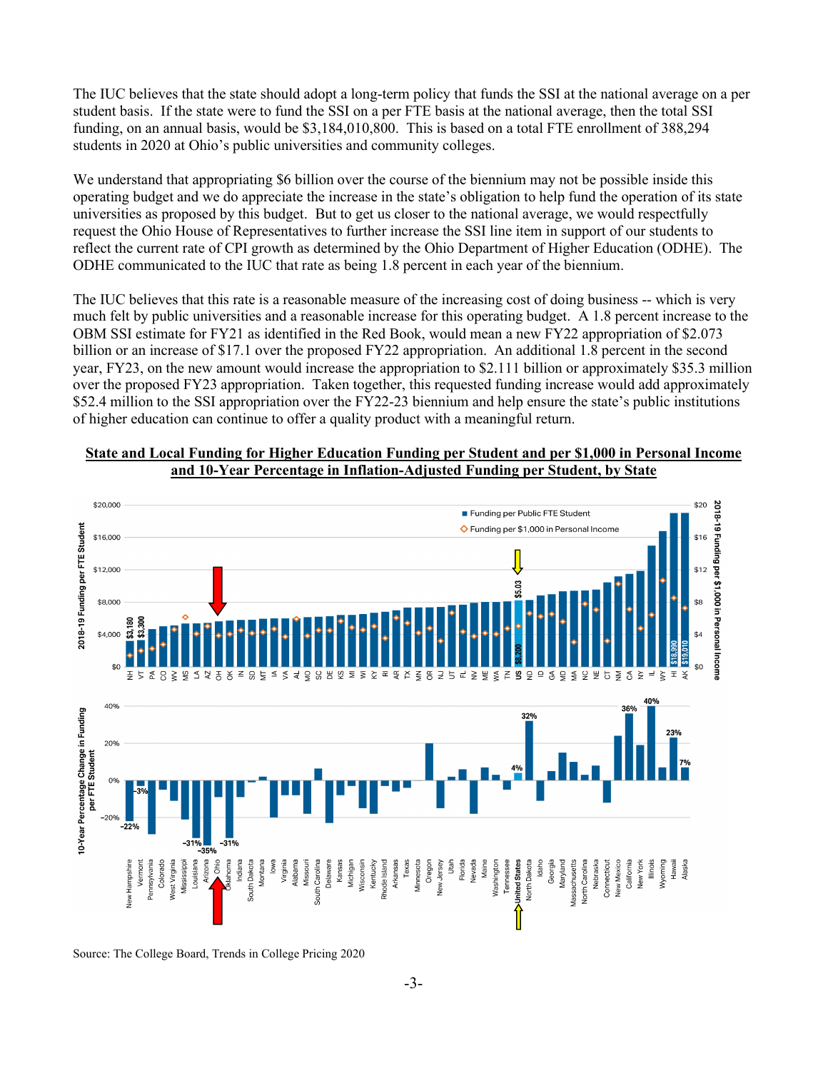The IUC believes that the state should adopt a long-term policy that funds the SSI at the national average on a per student basis. If the state were to fund the SSI on a per FTE basis at the national average, then the total SSI funding, on an annual basis, would be $3,184,010,800. This is based on a total FTE enrollment of 388,294 students in 2020 at Ohio's public universities and community colleges.

We understand that appropriating $6 billion over the course of the biennium may not be possible inside this operating budget and we do appreciate the increase in the state's obligation to help fund the operation of its state universities as proposed by this budget. But to get us closer to the national average, we would respectfully request the Ohio House of Representatives to further increase the SSI line item in support of our students to reflect the current rate of CPI growth as determined by the Ohio Department of Higher Education (ODHE). The ODHE communicated to the IUC that rate as being 1.8 percent in each year of the biennium.

The IUC believes that this rate is a reasonable measure of the increasing cost of doing business -- which is very much felt by public universities and a reasonable increase for this operating budget. A 1.8 percent increase to the OBM SSI estimate for FY21 as identified in the Red Book, would mean a new FY22 appropriation of $2.073 billion or an increase of $17.1 over the proposed FY22 appropriation. An additional 1.8 percent in the second year, FY23, on the new amount would increase the appropriation to $2.111 billion or approximately $35.3 million over the proposed FY23 appropriation. Taken together, this requested funding increase would add approximately $52.4 million to the SSI appropriation over the FY22-23 biennium and help ensure the state's public institutions of higher education can continue to offer a quality product with a meaningful return.

**State and Local Funding for Higher Education Funding per Student and per $1,000 in Personal Income and 10-Year Percentage in Inflation-Adjusted Funding per Student, by State**

Source: The College Board, Trends in College Pricing 2020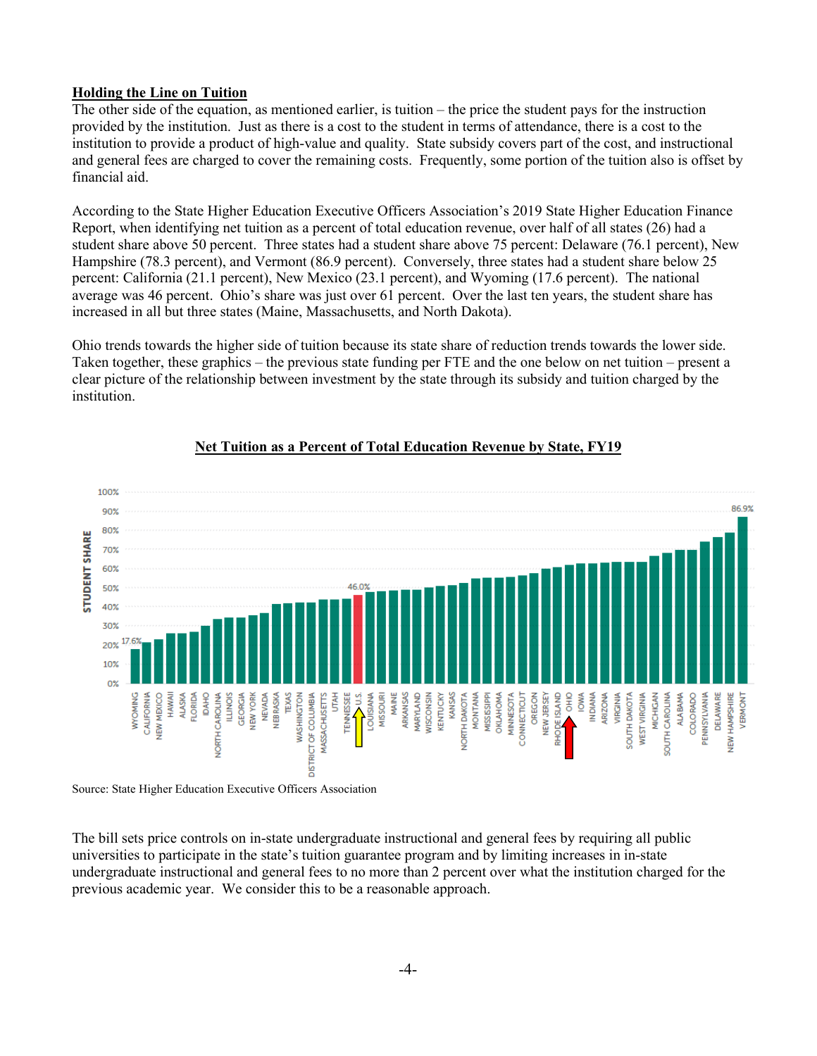**Holding the Line on Tuition**

The other side of the equation, as mentioned earlier, is tuition – the price the student pays for the instruction provided by the institution. Just as there is a cost to the student in terms of attendance, there is a cost to the institution to provide a product of high-value and quality. State subsidy covers part of the cost, and instructional and general fees are charged to cover the remaining costs. Frequently, some portion of the tuition also is offset by financial aid.

According to the State Higher Education Executive Officers Association's 2019 State Higher Education Finance Report, when identifying net tuition as a percent of total education revenue, over half of all states (26) had a student share above 50 percent. Three states had a student share above 75 percent: Delaware (76.1 percent), New Hampshire (78.3 percent), and Vermont (86.9 percent). Conversely, three states had a student share below 25 percent: California (21.1 percent), New Mexico (23.1 percent), and Wyoming (17.6 percent). The national average was 46 percent. Ohio's share was just over 61 percent. Over the last ten years, the student share has increased in all but three states (Maine, Massachusetts, and North Dakota).

Ohio trends towards the higher side of tuition because its state share of reduction trends towards the lower side. Taken together, these graphics – the previous state funding per FTE and the one below on net tuition – present a clear picture of the relationship between investment by the state through its subsidy and tuition charged by the institution.

**Net Tuition as a Percent of Total Education Revenue by State, FY19**

Source: State Higher Education Executive Officers Association

The bill sets price controls on in-state undergraduate instructional and general fees by requiring all public universities to participate in the state's tuition guarantee program and by limiting increases in in-state undergraduate instructional and general fees to no more than 2 percent over what the institution charged for the previous academic year. We consider this to be a reasonable approach.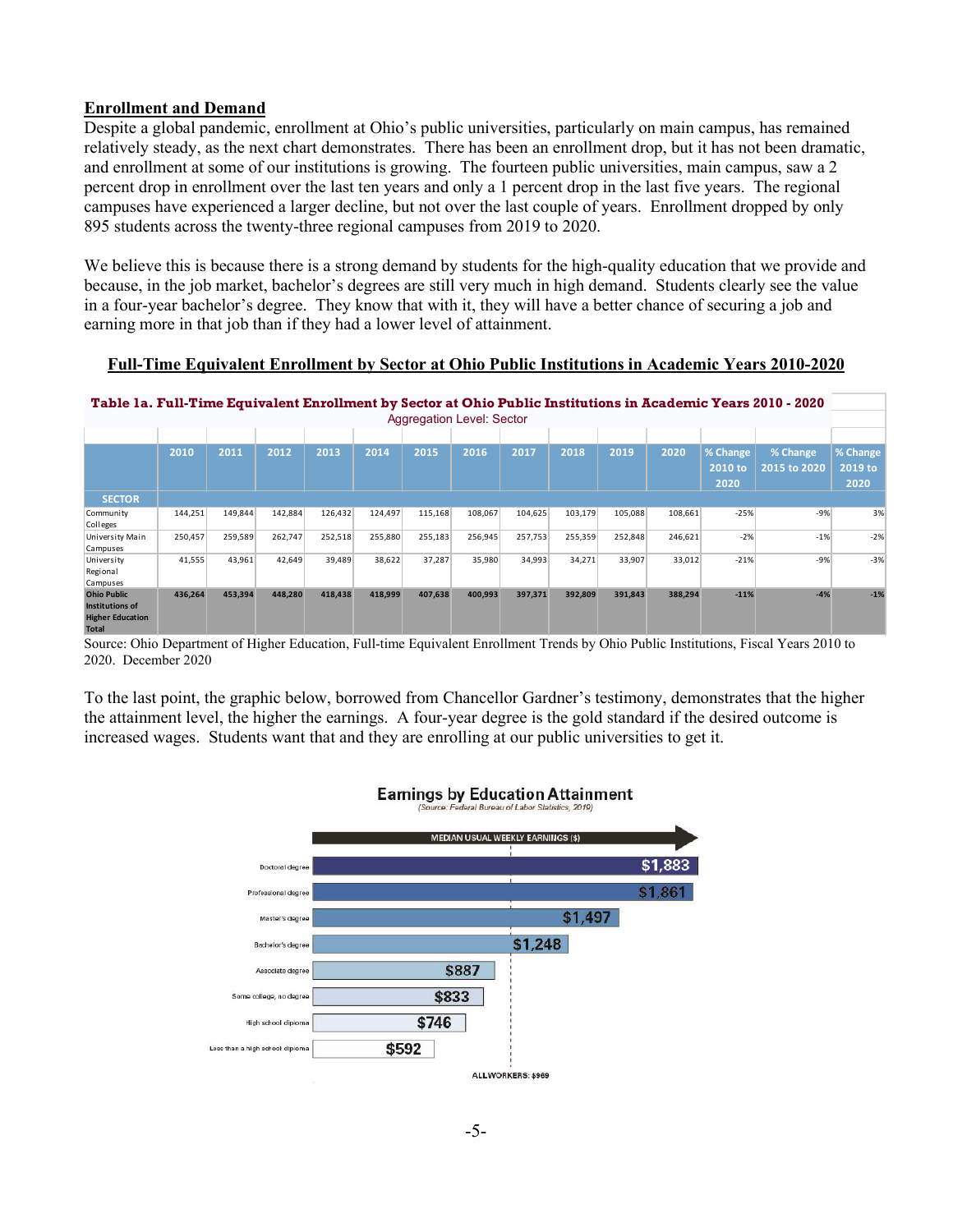**Enrollment and Demand**

Despite a global pandemic, enrollment at Ohio's public universities, particularly on main campus, has remained relatively steady, as the next chart demonstrates. There has been an enrollment drop, but it has not been dramatic, and enrollment at some of our institutions is growing. The fourteen public universities, main campus, saw a 2 percent drop in enrollment over the last ten years and only a 1 percent drop in the last five years. The regional campuses have experienced a larger decline, but not over the last couple of years. Enrollment dropped by only 895 students across the twenty-three regional campuses from 2019 to 2020.

We believe this is because there is a strong demand by students for the high-quality education that we provide and because, in the job market, bachelor's degrees are still very much in high demand. Students clearly see the value in a four-year bachelor's degree. They know that with it, they will have a better chance of securing a job and earning more in that job than if they had a lower level of attainment.

**Full-Time Equivalent Enrollment by Sector at Ohio Public Institutions in Academic Years 2010-2020**

**Table 1a. Full-Time Equivalent Enrollment by Sector at Ohio Public Institutions in Academic Years 2010 - 2020**
Aggregation Level: Sector

| SECTOR | 2010 | 2011 | 2012 | 2013 | 2014 | 2015 | 2016 | 2017 | 2018 | 2019 | 2020 | % Change 2010 to 2020 | % Change 2015 to 2020 | % Change 2019 to 2020 |
|---|---|---|---|---|---|---|---|---|---|---|---|---|---|---|
| Community Colleges | 144,251 | 149,844 | 142,884 | 126,432 | 124,497 | 115,168 | 108,067 | 104,625 | 103,179 | 105,088 | 108,661 | -25% | -9% | 3% |
| University Main Campuses | 250,457 | 259,589 | 262,747 | 252,518 | 255,880 | 255,183 | 256,945 | 257,753 | 255,359 | 252,848 | 246,621 | -2% | -1% | -2% |
| University Regional Campuses | 41,555 | 43,961 | 42,649 | 39,489 | 38,622 | 37,287 | 35,980 | 34,993 | 34,271 | 33,907 | 33,012 | -21% | -9% | -3% |
| **Ohio Public Institutions of Higher Education Total** | **436,264** | **453,394** | **448,280** | **418,438** | **418,999** | **407,638** | **400,993** | **397,371** | **392,809** | **391,843** | **388,294** | **-11%** | **-4%** | **-1%** |

Source: Ohio Department of Higher Education, Full-time Equivalent Enrollment Trends by Ohio Public Institutions, Fiscal Years 2010 to 2020. December 2020

To the last point, the graphic below, borrowed from Chancellor Gardner's testimony, demonstrates that the higher the attainment level, the higher the earnings. A four-year degree is the gold standard if the desired outcome is increased wages. Students want that and they are enrolling at our public universities to get it.

**Earnings by Education Attainment**
*(Source: Federal Bureau of Labor Statistics, 2019)*

MEDIAN USUAL WEEKLY EARNINGS ($)

| Education Attainment | Median Usual Weekly Earnings |
|---|---|
| Doctoral degree | $1,883 |
| Professional degree | $1,861 |
| Master's degree | $1,497 |
| Bachelor's degree | $1,248 |
| Associate degree | $887 |
| Some college, no degree | $833 |
| High school diploma | $746 |
| Less than a high school diploma | $592 |

ALL WORKERS: $969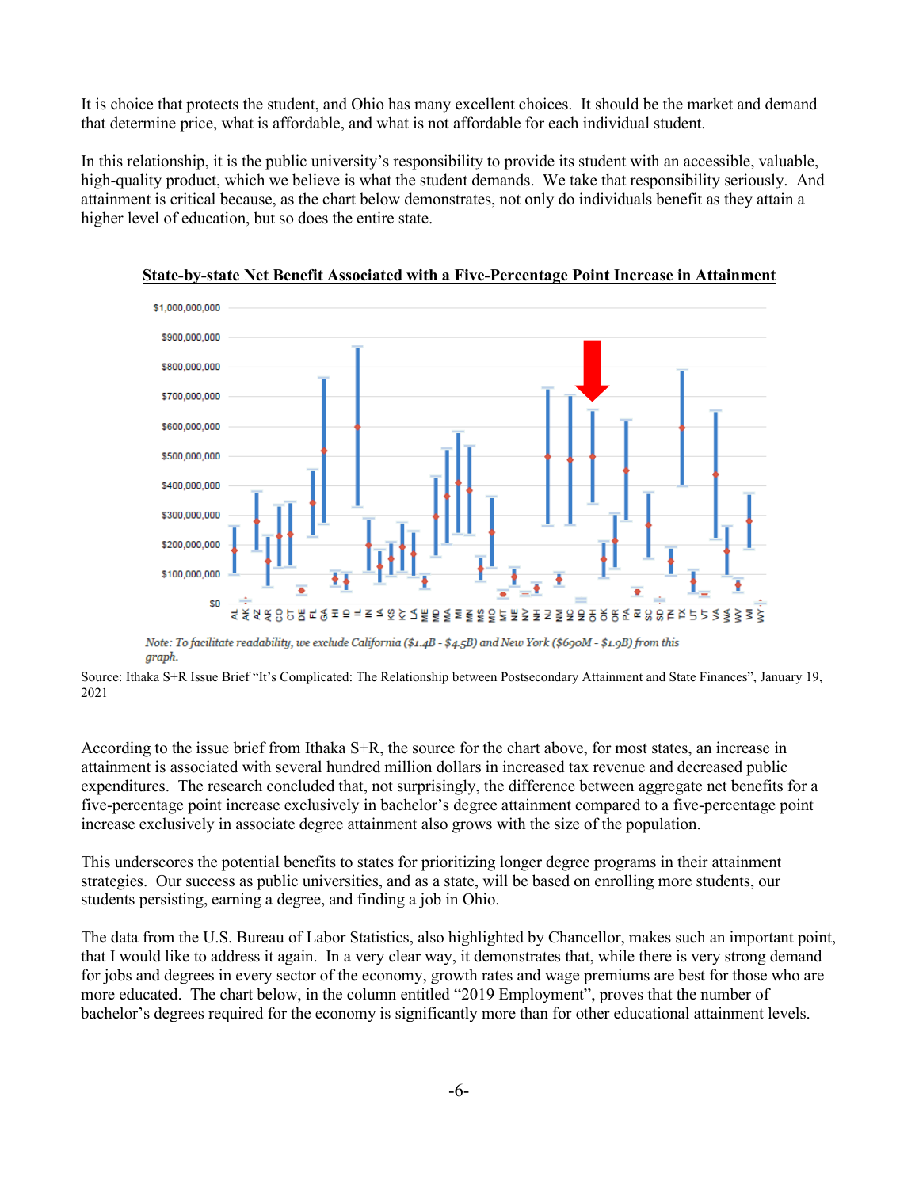It is choice that protects the student, and Ohio has many excellent choices. It should be the market and demand that determine price, what is affordable, and what is not affordable for each individual student.

In this relationship, it is the public university's responsibility to provide its student with an accessible, valuable, high-quality product, which we believe is what the student demands. We take that responsibility seriously. And attainment is critical because, as the chart below demonstrates, not only do individuals benefit as they attain a higher level of education, but so does the entire state.

**State-by-state Net Benefit Associated with a Five-Percentage Point Increase in Attainment**

*Note: To facilitate readability, we exclude California ($1.4B - $4.5B) and New York ($690M - $1.9B) from this graph.*

Source: Ithaka S+R Issue Brief "It's Complicated: The Relationship between Postsecondary Attainment and State Finances", January 19, 2021

According to the issue brief from Ithaka S+R, the source for the chart above, for most states, an increase in attainment is associated with several hundred million dollars in increased tax revenue and decreased public expenditures. The research concluded that, not surprisingly, the difference between aggregate net benefits for a five-percentage point increase exclusively in bachelor's degree attainment compared to a five-percentage point increase exclusively in associate degree attainment also grows with the size of the population.

This underscores the potential benefits to states for prioritizing longer degree programs in their attainment strategies. Our success as public universities, and as a state, will be based on enrolling more students, our students persisting, earning a degree, and finding a job in Ohio.

The data from the U.S. Bureau of Labor Statistics, also highlighted by Chancellor, makes such an important point, that I would like to address it again. In a very clear way, it demonstrates that, while there is very strong demand for jobs and degrees in every sector of the economy, growth rates and wage premiums are best for those who are more educated. The chart below, in the column entitled "2019 Employment", proves that the number of bachelor's degrees required for the economy is significantly more than for other educational attainment levels.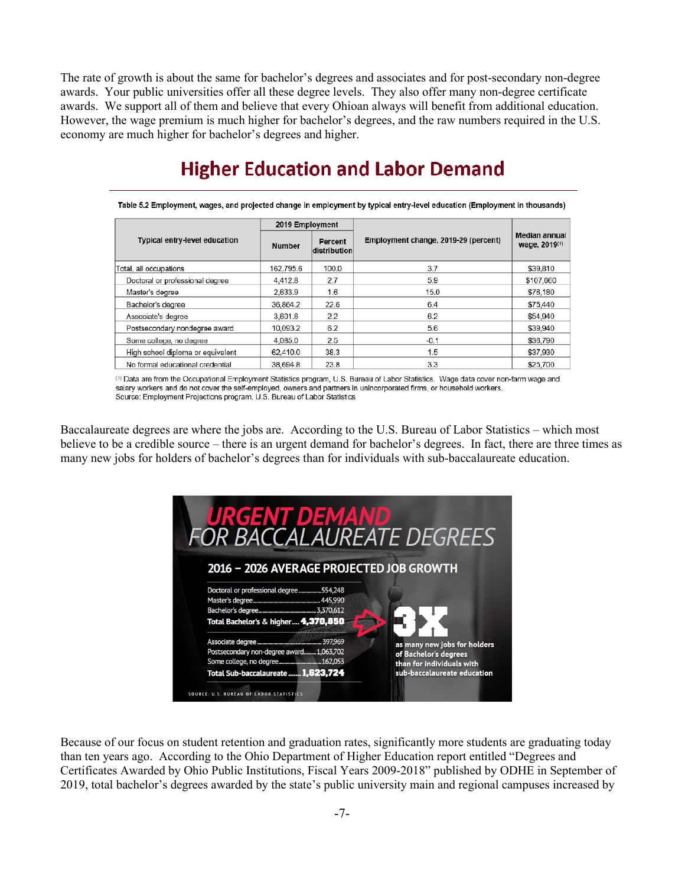The rate of growth is about the same for bachelor's degrees and associates and for post-secondary non-degree awards. Your public universities offer all these degree levels. They also offer many non-degree certificate awards. We support all of them and believe that every Ohioan always will benefit from additional education. However, the wage premium is much higher for bachelor's degrees, and the raw numbers required in the U.S. economy are much higher for bachelor's degrees and higher.

## Higher Education and Labor Demand

**Table 5.2 Employment, wages, and projected change in employment by typical entry-level education (Employment in thousands)**

| Typical entry-level education | 2019 Employment | | Employment change, 2019-29 (percent) | Median annual wage, 2019[1] |
|---|---|---|---|---|
| | Number | Percent distribution | | |
| Total, all occupations | 162,795.6 | 100.0 | 3.7 | $39,810 |
| Doctoral or professional degree | 4,412.8 | 2.7 | 5.9 | $107,060 |
| Master's degree | 2,633.9 | 1.6 | 15.0 | $76,180 |
| Bachelor's degree | 36,864.2 | 22.6 | 6.4 | $75,440 |
| Associate's degree | 3,601.6 | 2.2 | 6.2 | $54,940 |
| Postsecondary nondegree award | 10,093.2 | 6.2 | 5.6 | $39,940 |
| Some college, no degree | 4,085.0 | 2.5 | -0.1 | $38,790 |
| High school diploma or equivalent | 62,410.0 | 38.3 | 1.5 | $37,930 |
| No formal educational credential | 38,694.8 | 23.8 | 3.3 | $25,700 |

[1] Data are from the Occupational Employment Statistics program, U.S. Bureau of Labor Statistics. Wage data cover non-farm wage and salary workers and do not cover the self-employed, owners and partners in unincorporated firms, or household workers.
Source: Employment Projections program, U.S. Bureau of Labor Statistics

Baccalaureate degrees are where the jobs are. According to the U.S. Bureau of Labor Statistics – which most believe to be a credible source – there is an urgent demand for bachelor's degrees. In fact, there are three times as many new jobs for holders of bachelor's degrees than for individuals with sub-baccalaureate education.

**URGENT DEMAND FOR BACCALAUREATE DEGREES**

**2016 – 2026 AVERAGE PROJECTED JOB GROWTH**

| | |
|---|---|
| Doctoral or professional degree | 554,248 |
| Master's degree | 445,990 |
| Bachelor's degree | 3,370,612 |
| **Total Bachelor's & higher** | **4,370,850** |
| Associate degree | 397,969 |
| Postsecondary non-degree award | 1,063,702 |
| Some college, no degree | 162,053 |
| **Total Sub-baccalaureate** | **1,623,724** |

**3X** as many new jobs for holders of Bachelor's degrees than for individuals with sub-baccalaureate education

SOURCE: U.S. BUREAU OF LABOR STATISTICS

Because of our focus on student retention and graduation rates, significantly more students are graduating today than ten years ago. According to the Ohio Department of Higher Education report entitled "Degrees and Certificates Awarded by Ohio Public Institutions, Fiscal Years 2009-2018" published by ODHE in September of 2019, total bachelor's degrees awarded by the state's public university main and regional campuses increased by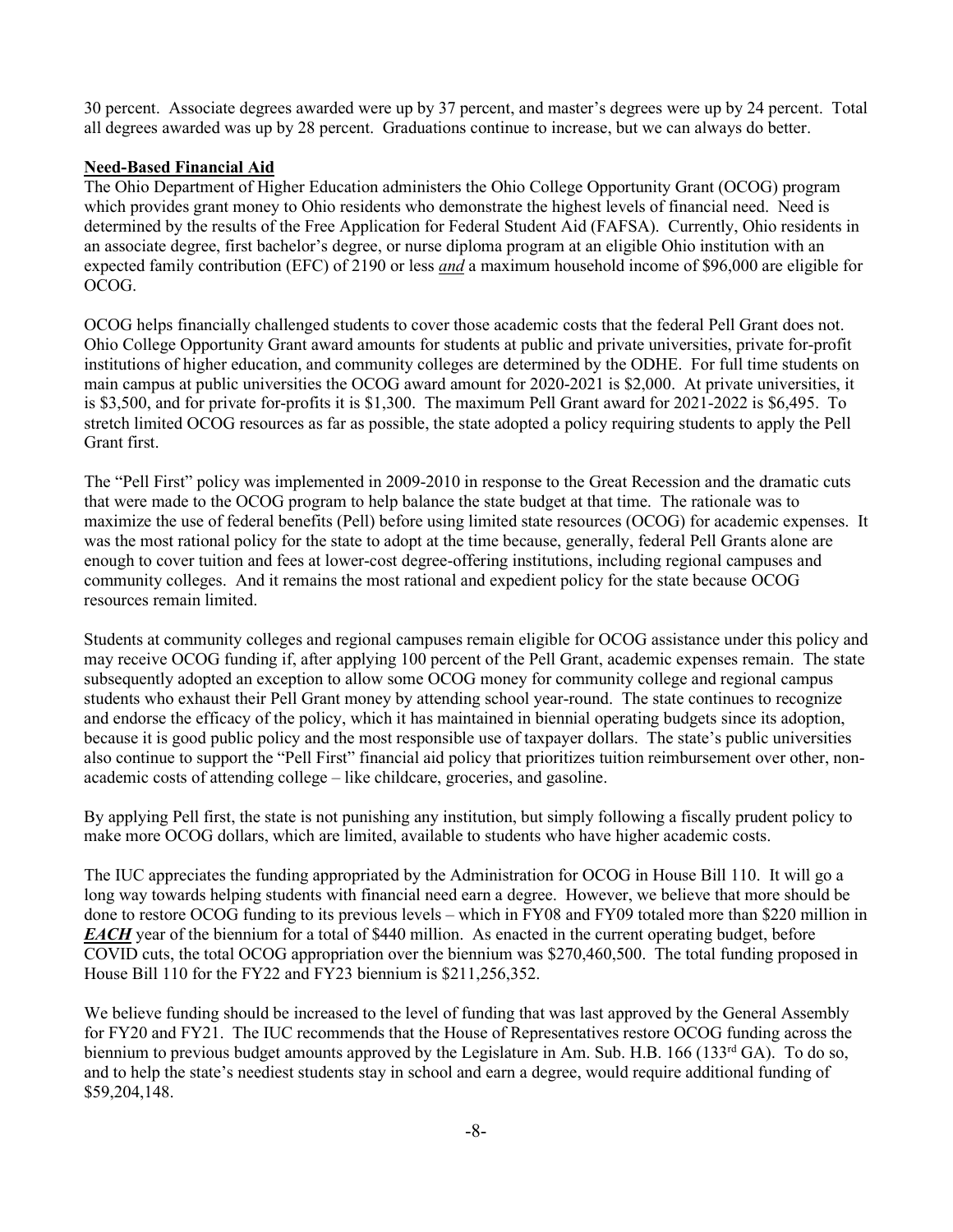30 percent. Associate degrees awarded were up by 37 percent, and master's degrees were up by 24 percent. Total all degrees awarded was up by 28 percent. Graduations continue to increase, but we can always do better.

**Need-Based Financial Aid**

The Ohio Department of Higher Education administers the Ohio College Opportunity Grant (OCOG) program which provides grant money to Ohio residents who demonstrate the highest levels of financial need. Need is determined by the results of the Free Application for Federal Student Aid (FAFSA). Currently, Ohio residents in an associate degree, first bachelor's degree, or nurse diploma program at an eligible Ohio institution with an expected family contribution (EFC) of 2190 or less ***and*** a maximum household income of $96,000 are eligible for OCOG.

OCOG helps financially challenged students to cover those academic costs that the federal Pell Grant does not. Ohio College Opportunity Grant award amounts for students at public and private universities, private for-profit institutions of higher education, and community colleges are determined by the ODHE. For full time students on main campus at public universities the OCOG award amount for 2020-2021 is $2,000. At private universities, it is $3,500, and for private for-profits it is $1,300. The maximum Pell Grant award for 2021-2022 is $6,495. To stretch limited OCOG resources as far as possible, the state adopted a policy requiring students to apply the Pell Grant first.

The "Pell First" policy was implemented in 2009-2010 in response to the Great Recession and the dramatic cuts that were made to the OCOG program to help balance the state budget at that time. The rationale was to maximize the use of federal benefits (Pell) before using limited state resources (OCOG) for academic expenses. It was the most rational policy for the state to adopt at the time because, generally, federal Pell Grants alone are enough to cover tuition and fees at lower-cost degree-offering institutions, including regional campuses and community colleges. And it remains the most rational and expedient policy for the state because OCOG resources remain limited.

Students at community colleges and regional campuses remain eligible for OCOG assistance under this policy and may receive OCOG funding if, after applying 100 percent of the Pell Grant, academic expenses remain. The state subsequently adopted an exception to allow some OCOG money for community college and regional campus students who exhaust their Pell Grant money by attending school year-round. The state continues to recognize and endorse the efficacy of the policy, which it has maintained in biennial operating budgets since its adoption, because it is good public policy and the most responsible use of taxpayer dollars. The state's public universities also continue to support the "Pell First" financial aid policy that prioritizes tuition reimbursement over other, non-academic costs of attending college – like childcare, groceries, and gasoline.

By applying Pell first, the state is not punishing any institution, but simply following a fiscally prudent policy to make more OCOG dollars, which are limited, available to students who have higher academic costs.

The IUC appreciates the funding appropriated by the Administration for OCOG in House Bill 110. It will go a long way towards helping students with financial need earn a degree. However, we believe that more should be done to restore OCOG funding to its previous levels – which in FY08 and FY09 totaled more than $220 million in ***EACH*** year of the biennium for a total of $440 million. As enacted in the current operating budget, before COVID cuts, the total OCOG appropriation over the biennium was $270,460,500. The total funding proposed in House Bill 110 for the FY22 and FY23 biennium is $211,256,352.

We believe funding should be increased to the level of funding that was last approved by the General Assembly for FY20 and FY21. The IUC recommends that the House of Representatives restore OCOG funding across the biennium to previous budget amounts approved by the Legislature in Am. Sub. H.B. 166 (133rd GA). To do so, and to help the state's neediest students stay in school and earn a degree, would require additional funding of $59,204,148.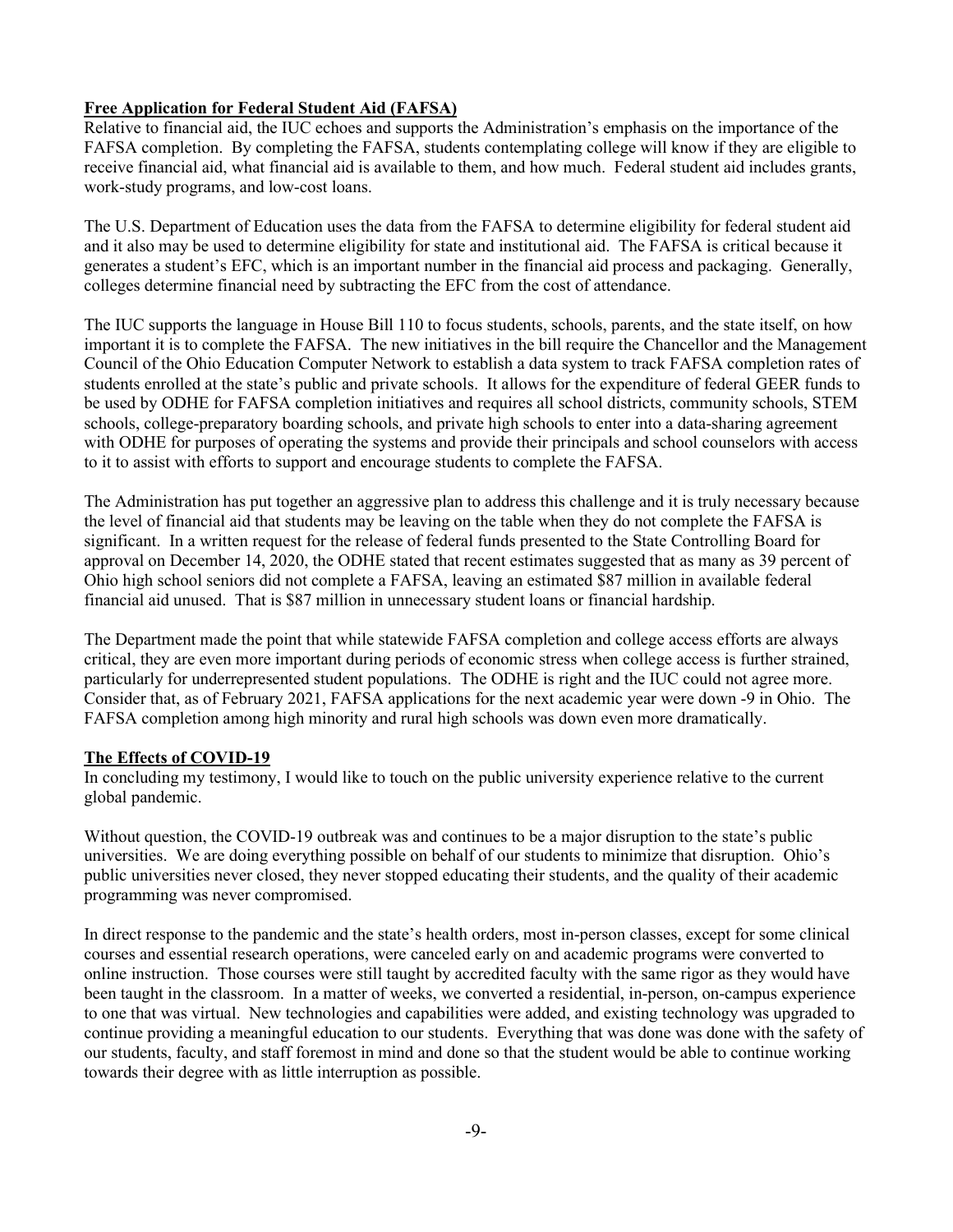**Free Application for Federal Student Aid (FAFSA)**

Relative to financial aid, the IUC echoes and supports the Administration's emphasis on the importance of the FAFSA completion. By completing the FAFSA, students contemplating college will know if they are eligible to receive financial aid, what financial aid is available to them, and how much. Federal student aid includes grants, work-study programs, and low-cost loans.

The U.S. Department of Education uses the data from the FAFSA to determine eligibility for federal student aid and it also may be used to determine eligibility for state and institutional aid. The FAFSA is critical because it generates a student's EFC, which is an important number in the financial aid process and packaging. Generally, colleges determine financial need by subtracting the EFC from the cost of attendance.

The IUC supports the language in House Bill 110 to focus students, schools, parents, and the state itself, on how important it is to complete the FAFSA. The new initiatives in the bill require the Chancellor and the Management Council of the Ohio Education Computer Network to establish a data system to track FAFSA completion rates of students enrolled at the state's public and private schools. It allows for the expenditure of federal GEER funds to be used by ODHE for FAFSA completion initiatives and requires all school districts, community schools, STEM schools, college-preparatory boarding schools, and private high schools to enter into a data-sharing agreement with ODHE for purposes of operating the systems and provide their principals and school counselors with access to it to assist with efforts to support and encourage students to complete the FAFSA.

The Administration has put together an aggressive plan to address this challenge and it is truly necessary because the level of financial aid that students may be leaving on the table when they do not complete the FAFSA is significant. In a written request for the release of federal funds presented to the State Controlling Board for approval on December 14, 2020, the ODHE stated that recent estimates suggested that as many as 39 percent of Ohio high school seniors did not complete a FAFSA, leaving an estimated $87 million in available federal financial aid unused. That is $87 million in unnecessary student loans or financial hardship.

The Department made the point that while statewide FAFSA completion and college access efforts are always critical, they are even more important during periods of economic stress when college access is further strained, particularly for underrepresented student populations. The ODHE is right and the IUC could not agree more. Consider that, as of February 2021, FAFSA applications for the next academic year were down -9 in Ohio. The FAFSA completion among high minority and rural high schools was down even more dramatically.

**The Effects of COVID-19**

In concluding my testimony, I would like to touch on the public university experience relative to the current global pandemic.

Without question, the COVID-19 outbreak was and continues to be a major disruption to the state's public universities. We are doing everything possible on behalf of our students to minimize that disruption. Ohio's public universities never closed, they never stopped educating their students, and the quality of their academic programming was never compromised.

In direct response to the pandemic and the state's health orders, most in-person classes, except for some clinical courses and essential research operations, were canceled early on and academic programs were converted to online instruction. Those courses were still taught by accredited faculty with the same rigor as they would have been taught in the classroom. In a matter of weeks, we converted a residential, in-person, on-campus experience to one that was virtual. New technologies and capabilities were added, and existing technology was upgraded to continue providing a meaningful education to our students. Everything that was done was done with the safety of our students, faculty, and staff foremost in mind and done so that the student would be able to continue working towards their degree with as little interruption as possible.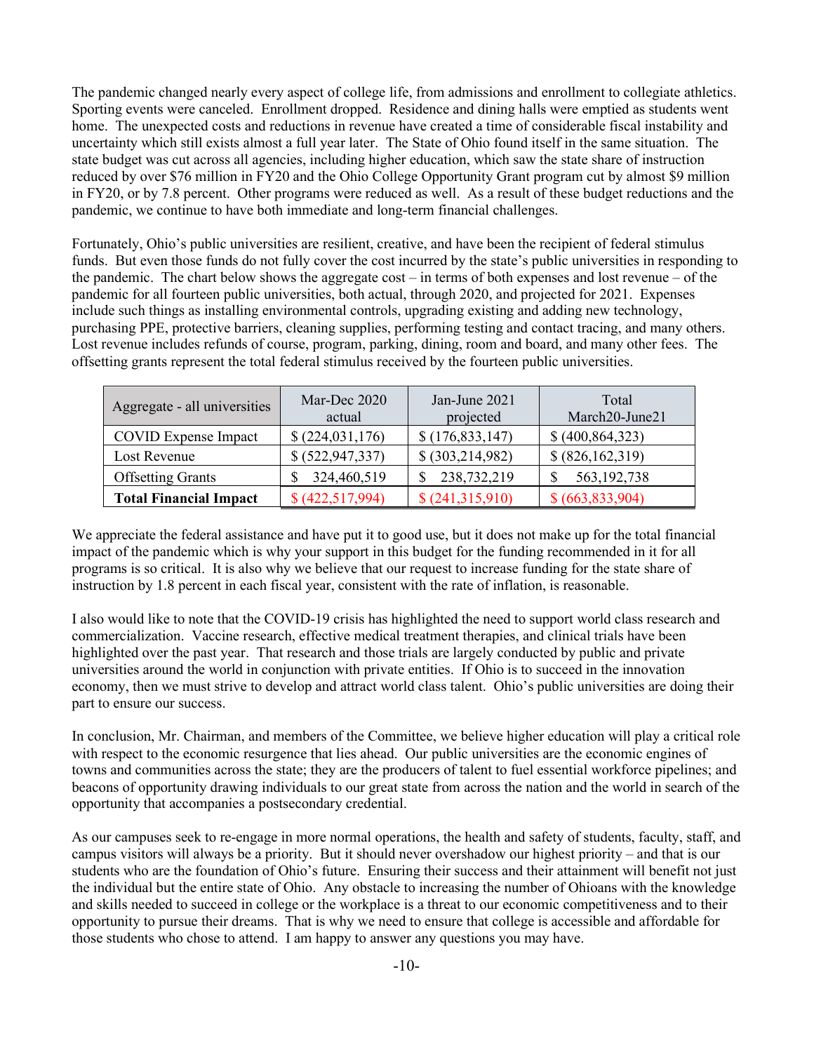The pandemic changed nearly every aspect of college life, from admissions and enrollment to collegiate athletics. Sporting events were canceled. Enrollment dropped. Residence and dining halls were emptied as students went home. The unexpected costs and reductions in revenue have created a time of considerable fiscal instability and uncertainty which still exists almost a full year later. The State of Ohio found itself in the same situation. The state budget was cut across all agencies, including higher education, which saw the state share of instruction reduced by over $76 million in FY20 and the Ohio College Opportunity Grant program cut by almost $9 million in FY20, or by 7.8 percent. Other programs were reduced as well. As a result of these budget reductions and the pandemic, we continue to have both immediate and long-term financial challenges.

Fortunately, Ohio's public universities are resilient, creative, and have been the recipient of federal stimulus funds. But even those funds do not fully cover the cost incurred by the state's public universities in responding to the pandemic. The chart below shows the aggregate cost – in terms of both expenses and lost revenue – of the pandemic for all fourteen public universities, both actual, through 2020, and projected for 2021. Expenses include such things as installing environmental controls, upgrading existing and adding new technology, purchasing PPE, protective barriers, cleaning supplies, performing testing and contact tracing, and many others. Lost revenue includes refunds of course, program, parking, dining, room and board, and many other fees. The offsetting grants represent the total federal stimulus received by the fourteen public universities.

| Aggregate - all universities | Mar-Dec 2020 actual | Jan-June 2021 projected | Total March20-June21 |
|---|---|---|---|
| COVID Expense Impact | $ (224,031,176) | $ (176,833,147) | $ (400,864,323) |
| Lost Revenue | $ (522,947,337) | $ (303,214,982) | $ (826,162,319) |
| Offsetting Grants | $ 324,460,519 | $ 238,732,219 | $ 563,192,738 |
| **Total Financial Impact** | $ (422,517,994) | $ (241,315,910) | $ (663,833,904) |

We appreciate the federal assistance and have put it to good use, but it does not make up for the total financial impact of the pandemic which is why your support in this budget for the funding recommended in it for all programs is so critical. It is also why we believe that our request to increase funding for the state share of instruction by 1.8 percent in each fiscal year, consistent with the rate of inflation, is reasonable.

I also would like to note that the COVID-19 crisis has highlighted the need to support world class research and commercialization. Vaccine research, effective medical treatment therapies, and clinical trials have been highlighted over the past year. That research and those trials are largely conducted by public and private universities around the world in conjunction with private entities. If Ohio is to succeed in the innovation economy, then we must strive to develop and attract world class talent. Ohio's public universities are doing their part to ensure our success.

In conclusion, Mr. Chairman, and members of the Committee, we believe higher education will play a critical role with respect to the economic resurgence that lies ahead. Our public universities are the economic engines of towns and communities across the state; they are the producers of talent to fuel essential workforce pipelines; and beacons of opportunity drawing individuals to our great state from across the nation and the world in search of the opportunity that accompanies a postsecondary credential.

As our campuses seek to re-engage in more normal operations, the health and safety of students, faculty, staff, and campus visitors will always be a priority. But it should never overshadow our highest priority – and that is our students who are the foundation of Ohio's future. Ensuring their success and their attainment will benefit not just the individual but the entire state of Ohio. Any obstacle to increasing the number of Ohioans with the knowledge and skills needed to succeed in college or the workplace is a threat to our economic competitiveness and to their opportunity to pursue their dreams. That is why we need to ensure that college is accessible and affordable for those students who chose to attend. I am happy to answer any questions you may have.